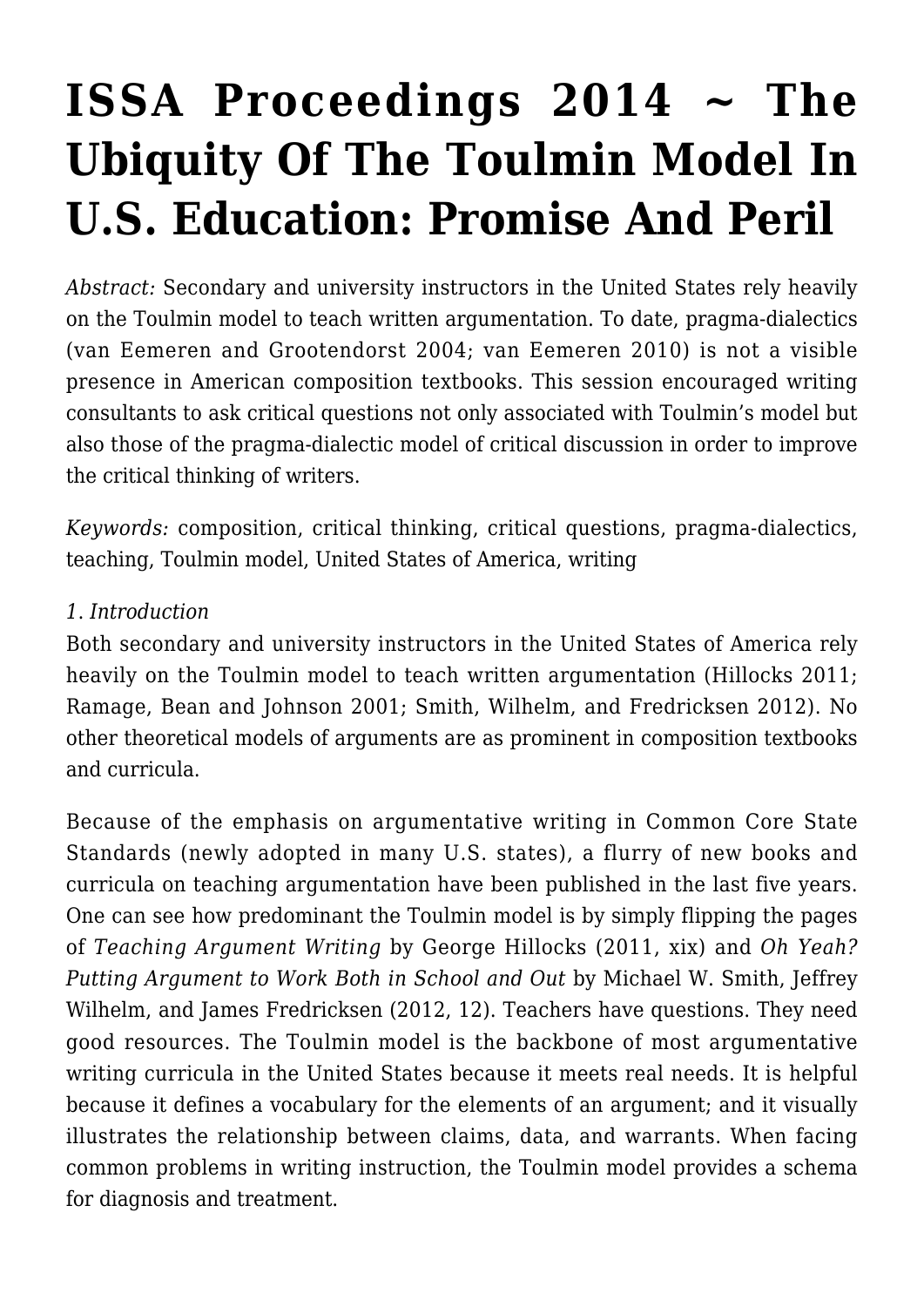# ISSA Proceedings 2014 ~ The Ubiquity Of The Toulmin Model In U.S. Education: Promise And Peril

*Abstract:* Secondary and university instructors in the United States rely heavily on the Toulmin model to teach written argumentation. To date, pragma-dialectics (van Eemeren and Grootendorst 2004; van Eemeren 2010) is not a visible presence in American composition textbooks. This session encouraged writing consultants to ask critical questions not only associated with Toulmin's model but also those of the pragma-dialectic model of critical discussion in order to improve the critical thinking of writers.

*Keywords:* composition, critical thinking, critical questions, pragma-dialectics, teaching, Toulmin model, United States of America, writing

*1. Introduction*

Both secondary and university instructors in the United States of America rely heavily on the Toulmin model to teach written argumentation (Hillocks 2011; Ramage, Bean and Johnson 2001; Smith, Wilhelm, and Fredricksen 2012). No other theoretical models of arguments are as prominent in composition textbooks and curricula.

Because of the emphasis on argumentative writing in Common Core State Standards (newly adopted in many U.S. states), a flurry of new books and curricula on teaching argumentation have been published in the last five years. One can see how predominant the Toulmin model is by simply flipping the pages of *Teaching Argument Writing* by George Hillocks (2011, xix) and *Oh Yeah? Putting Argument to Work Both in School and Out* by Michael W. Smith, Jeffrey Wilhelm, and James Fredricksen (2012, 12). Teachers have questions. They need good resources. The Toulmin model is the backbone of most argumentative writing curricula in the United States because it meets real needs. It is helpful because it defines a vocabulary for the elements of an argument; and it visually illustrates the relationship between claims, data, and warrants. When facing common problems in writing instruction, the Toulmin model provides a schema for diagnosis and treatment.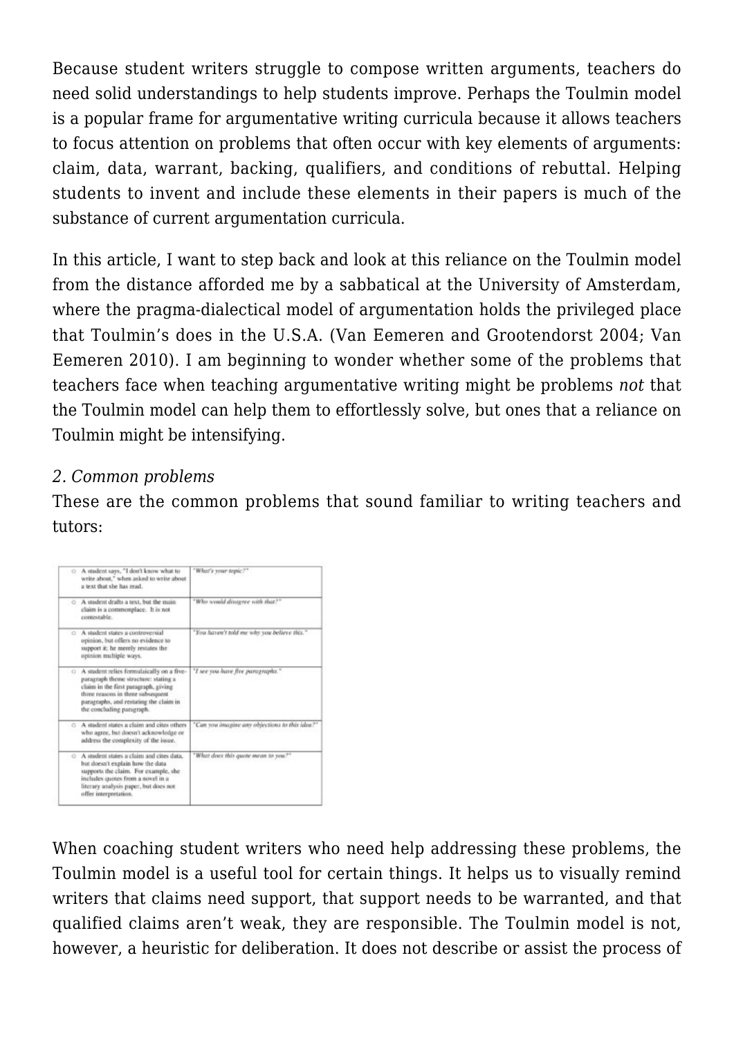Because student writers struggle to compose written arguments, teachers do need solid understandings to help students improve. Perhaps the Toulmin model is a popular frame for argumentative writing curricula because it allows teachers to focus attention on problems that often occur with key elements of arguments: claim, data, warrant, backing, qualifiers, and conditions of rebuttal. Helping students to invent and include these elements in their papers is much of the substance of current argumentation curricula.

In this article, I want to step back and look at this reliance on the Toulmin model from the distance afforded me by a sabbatical at the University of Amsterdam, where the pragma-dialectical model of argumentation holds the privileged place that Toulmin's does in the U.S.A. (Van Eemeren and Grootendorst 2004; Van Eemeren 2010). I am beginning to wonder whether some of the problems that teachers face when teaching argumentative writing might be problems *not* that the Toulmin model can help them to effortlessly solve, but ones that a reliance on Toulmin might be intensifying.

*2. Common problems*

These are the common problems that sound familiar to writing teachers and tutors:

| | |
|---|---|
| A student says, "I don't know what to write about," when asked to write about a text that she has read. | *"What's your topic?"* |
| A student drafts a text, but the main claim is a commonplace. It is not contestable. | *"Who would disagree with that?"* |
| A student states a controversial opinion, but offers no evidence to support it; he merely restates the opinion multiple ways. | *"You haven't told me why you believe this."* |
| A student relies formulaically on a five-paragraph theme structure: stating a claim in the first paragraph, giving three reasons in three subsequent paragraphs, and restating the claim in the concluding paragraph. | *"I see you have five paragraphs."* |
| A student states a claim and cites others who agree, but doesn't acknowledge or address the complexity of the issue. | *"Can you imagine any objections to this idea?"* |
| A student states a claim and cites data, but doesn't explain how the data supports the claim. For example, she includes quotes from a novel in a literary analysis paper, but does not offer interpretation. | *"What does this quote mean to you?"* |

When coaching student writers who need help addressing these problems, the Toulmin model is a useful tool for certain things. It helps us to visually remind writers that claims need support, that support needs to be warranted, and that qualified claims aren't weak, they are responsible. The Toulmin model is not, however, a heuristic for deliberation. It does not describe or assist the process of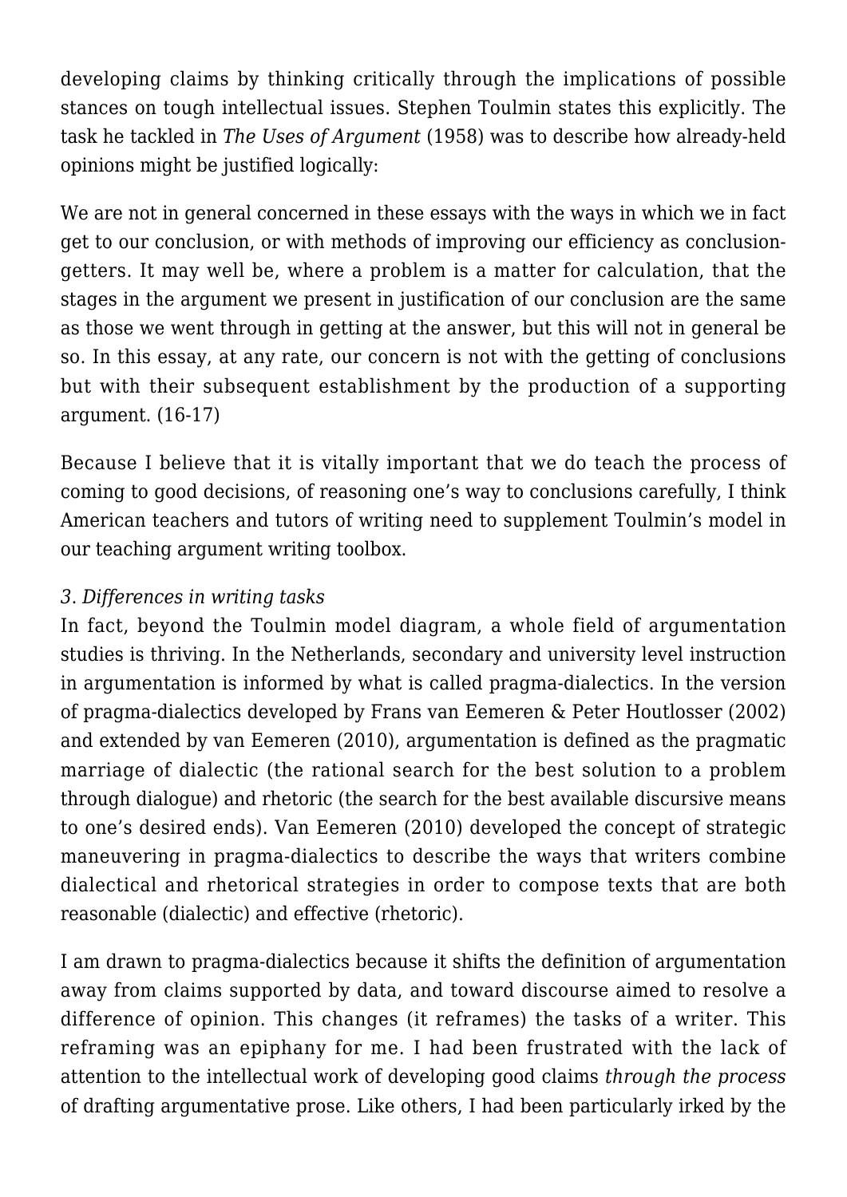developing claims by thinking critically through the implications of possible stances on tough intellectual issues. Stephen Toulmin states this explicitly. The task he tackled in *The Uses of Argument* (1958) was to describe how already-held opinions might be justified logically:

We are not in general concerned in these essays with the ways in which we in fact get to our conclusion, or with methods of improving our efficiency as conclusion-getters. It may well be, where a problem is a matter for calculation, that the stages in the argument we present in justification of our conclusion are the same as those we went through in getting at the answer, but this will not in general be so. In this essay, at any rate, our concern is not with the getting of conclusions but with their subsequent establishment by the production of a supporting argument. (16-17)

Because I believe that it is vitally important that we do teach the process of coming to good decisions, of reasoning one's way to conclusions carefully, I think American teachers and tutors of writing need to supplement Toulmin's model in our teaching argument writing toolbox.

*3. Differences in writing tasks*

In fact, beyond the Toulmin model diagram, a whole field of argumentation studies is thriving. In the Netherlands, secondary and university level instruction in argumentation is informed by what is called pragma-dialectics. In the version of pragma-dialectics developed by Frans van Eemeren & Peter Houtlosser (2002) and extended by van Eemeren (2010), argumentation is defined as the pragmatic marriage of dialectic (the rational search for the best solution to a problem through dialogue) and rhetoric (the search for the best available discursive means to one's desired ends). Van Eemeren (2010) developed the concept of strategic maneuvering in pragma-dialectics to describe the ways that writers combine dialectical and rhetorical strategies in order to compose texts that are both reasonable (dialectic) and effective (rhetoric).

I am drawn to pragma-dialectics because it shifts the definition of argumentation away from claims supported by data, and toward discourse aimed to resolve a difference of opinion. This changes (it reframes) the tasks of a writer. This reframing was an epiphany for me. I had been frustrated with the lack of attention to the intellectual work of developing good claims *through the process* of drafting argumentative prose. Like others, I had been particularly irked by the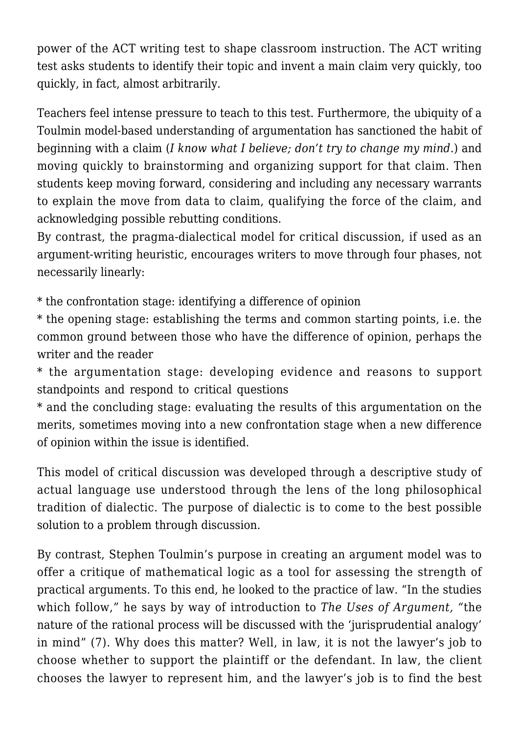power of the ACT writing test to shape classroom instruction. The ACT writing test asks students to identify their topic and invent a main claim very quickly, too quickly, in fact, almost arbitrarily.

Teachers feel intense pressure to teach to this test. Furthermore, the ubiquity of a Toulmin model-based understanding of argumentation has sanctioned the habit of beginning with a claim (*I know what I believe; don't try to change my mind*.) and moving quickly to brainstorming and organizing support for that claim. Then students keep moving forward, considering and including any necessary warrants to explain the move from data to claim, qualifying the force of the claim, and acknowledging possible rebutting conditions.
By contrast, the pragma-dialectical model for critical discussion, if used as an argument-writing heuristic, encourages writers to move through four phases, not necessarily linearly:

* the confrontation stage: identifying a difference of opinion
* the opening stage: establishing the terms and common starting points, i.e. the common ground between those who have the difference of opinion, perhaps the writer and the reader
* the argumentation stage: developing evidence and reasons to support standpoints and respond to critical questions
* and the concluding stage: evaluating the results of this argumentation on the merits, sometimes moving into a new confrontation stage when a new difference of opinion within the issue is identified.

This model of critical discussion was developed through a descriptive study of actual language use understood through the lens of the long philosophical tradition of dialectic. The purpose of dialectic is to come to the best possible solution to a problem through discussion.

By contrast, Stephen Toulmin's purpose in creating an argument model was to offer a critique of mathematical logic as a tool for assessing the strength of practical arguments. To this end, he looked to the practice of law. "In the studies which follow," he says by way of introduction to *The Uses of Argument,* "the nature of the rational process will be discussed with the 'jurisprudential analogy' in mind" (7). Why does this matter? Well, in law, it is not the lawyer's job to choose whether to support the plaintiff or the defendant. In law, the client chooses the lawyer to represent him, and the lawyer's job is to find the best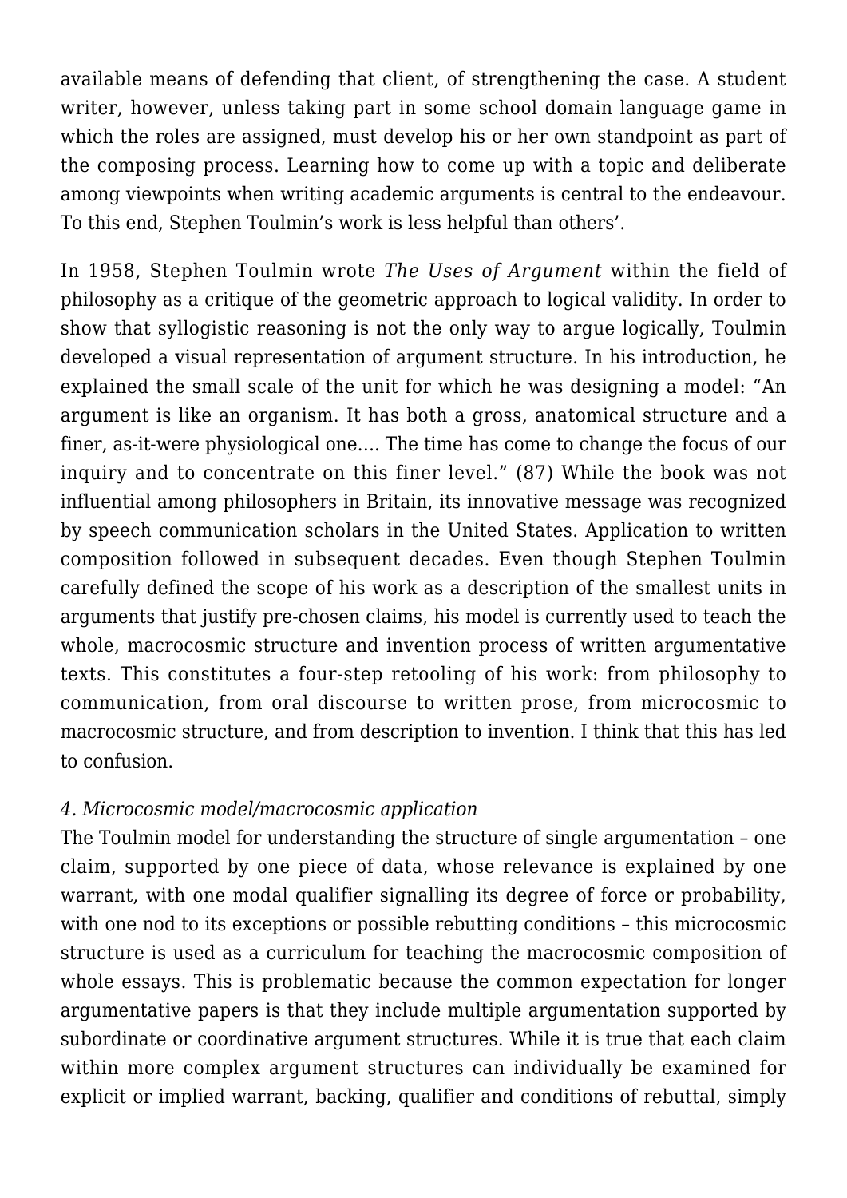available means of defending that client, of strengthening the case. A student writer, however, unless taking part in some school domain language game in which the roles are assigned, must develop his or her own standpoint as part of the composing process. Learning how to come up with a topic and deliberate among viewpoints when writing academic arguments is central to the endeavour. To this end, Stephen Toulmin's work is less helpful than others'.

In 1958, Stephen Toulmin wrote *The Uses of Argument* within the field of philosophy as a critique of the geometric approach to logical validity. In order to show that syllogistic reasoning is not the only way to argue logically, Toulmin developed a visual representation of argument structure. In his introduction, he explained the small scale of the unit for which he was designing a model: "An argument is like an organism. It has both a gross, anatomical structure and a finer, as-it-were physiological one…. The time has come to change the focus of our inquiry and to concentrate on this finer level." (87) While the book was not influential among philosophers in Britain, its innovative message was recognized by speech communication scholars in the United States. Application to written composition followed in subsequent decades. Even though Stephen Toulmin carefully defined the scope of his work as a description of the smallest units in arguments that justify pre-chosen claims, his model is currently used to teach the whole, macrocosmic structure and invention process of written argumentative texts. This constitutes a four-step retooling of his work: from philosophy to communication, from oral discourse to written prose, from microcosmic to macrocosmic structure, and from description to invention. I think that this has led to confusion.

*4. Microcosmic model/macrocosmic application*

The Toulmin model for understanding the structure of single argumentation – one claim, supported by one piece of data, whose relevance is explained by one warrant, with one modal qualifier signalling its degree of force or probability, with one nod to its exceptions or possible rebutting conditions – this microcosmic structure is used as a curriculum for teaching the macrocosmic composition of whole essays. This is problematic because the common expectation for longer argumentative papers is that they include multiple argumentation supported by subordinate or coordinative argument structures. While it is true that each claim within more complex argument structures can individually be examined for explicit or implied warrant, backing, qualifier and conditions of rebuttal, simply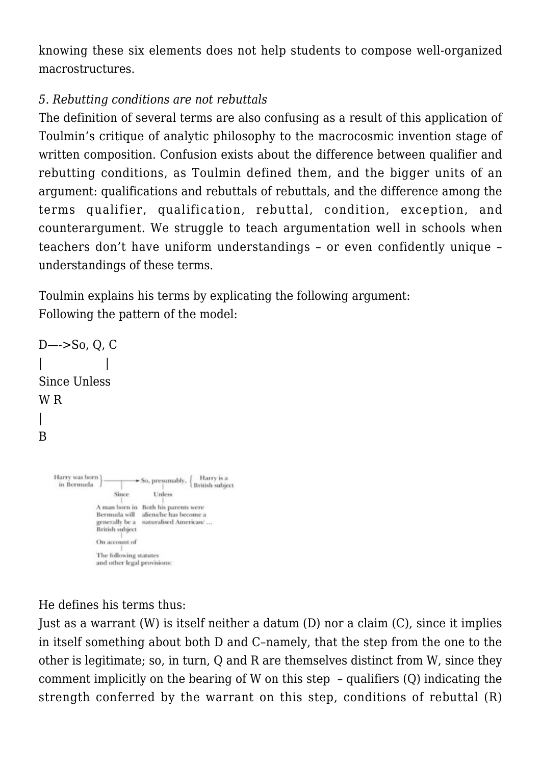knowing these six elements does not help students to compose well-organized macrostructures.

*5. Rebutting conditions are not rebuttals*

The definition of several terms are also confusing as a result of this application of Toulmin's critique of analytic philosophy to the macrocosmic invention stage of written composition. Confusion exists about the difference between qualifier and rebutting conditions, as Toulmin defined them, and the bigger units of an argument: qualifications and rebuttals of rebuttals, and the difference among the terms qualifier, qualification, rebuttal, condition, exception, and counterargument. We struggle to teach argumentation well in schools when teachers don't have uniform understandings – or even confidently unique – understandings of these terms.

Toulmin explains his terms by explicating the following argument:
Following the pattern of the model:

```
D—->So, Q, C
|         |
Since Unless
W R
|
B
```

```
Harry was born } ——————→ So, presumably, { Harry is a
 in Bermuda              |                 British subject
             |           |
           Since       Unless
             |           |
A man born in         Both his parents were
Bermuda will          aliens/he has become a
generally be a        naturalised American/ ...
British subject
             |
        On account of
             |
The following statutes
and other legal provisions:
```

He defines his terms thus:

Just as a warrant (W) is itself neither a datum (D) nor a claim (C), since it implies in itself something about both D and C–namely, that the step from the one to the other is legitimate; so, in turn, Q and R are themselves distinct from W, since they comment implicitly on the bearing of W on this step – qualifiers (Q) indicating the strength conferred by the warrant on this step, conditions of rebuttal (R)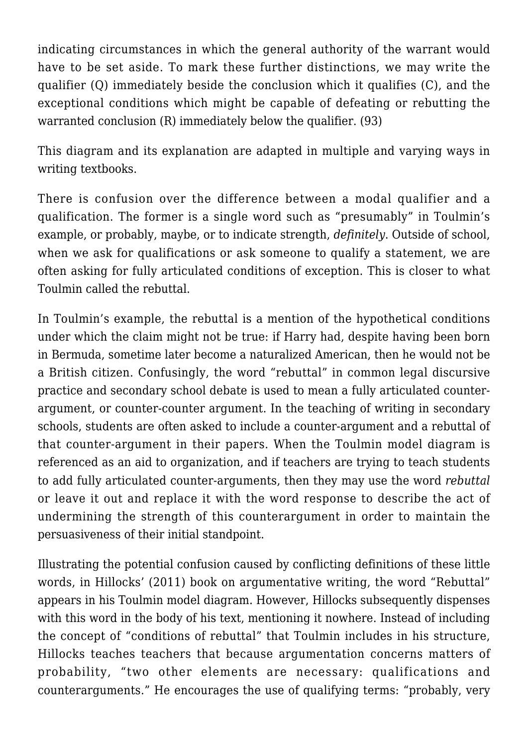indicating circumstances in which the general authority of the warrant would have to be set aside. To mark these further distinctions, we may write the qualifier (Q) immediately beside the conclusion which it qualifies (C), and the exceptional conditions which might be capable of defeating or rebutting the warranted conclusion (R) immediately below the qualifier. (93)

This diagram and its explanation are adapted in multiple and varying ways in writing textbooks.

There is confusion over the difference between a modal qualifier and a qualification. The former is a single word such as "presumably" in Toulmin's example, or probably, maybe, or to indicate strength, *definitely*. Outside of school, when we ask for qualifications or ask someone to qualify a statement, we are often asking for fully articulated conditions of exception. This is closer to what Toulmin called the rebuttal.

In Toulmin's example, the rebuttal is a mention of the hypothetical conditions under which the claim might not be true: if Harry had, despite having been born in Bermuda, sometime later become a naturalized American, then he would not be a British citizen. Confusingly, the word "rebuttal" in common legal discursive practice and secondary school debate is used to mean a fully articulated counter-argument, or counter-counter argument. In the teaching of writing in secondary schools, students are often asked to include a counter-argument and a rebuttal of that counter-argument in their papers. When the Toulmin model diagram is referenced as an aid to organization, and if teachers are trying to teach students to add fully articulated counter-arguments, then they may use the word *rebuttal* or leave it out and replace it with the word response to describe the act of undermining the strength of this counterargument in order to maintain the persuasiveness of their initial standpoint.

Illustrating the potential confusion caused by conflicting definitions of these little words, in Hillocks' (2011) book on argumentative writing, the word "Rebuttal" appears in his Toulmin model diagram. However, Hillocks subsequently dispenses with this word in the body of his text, mentioning it nowhere. Instead of including the concept of "conditions of rebuttal" that Toulmin includes in his structure, Hillocks teaches teachers that because argumentation concerns matters of probability, "two other elements are necessary: qualifications and counterarguments." He encourages the use of qualifying terms: "probably, very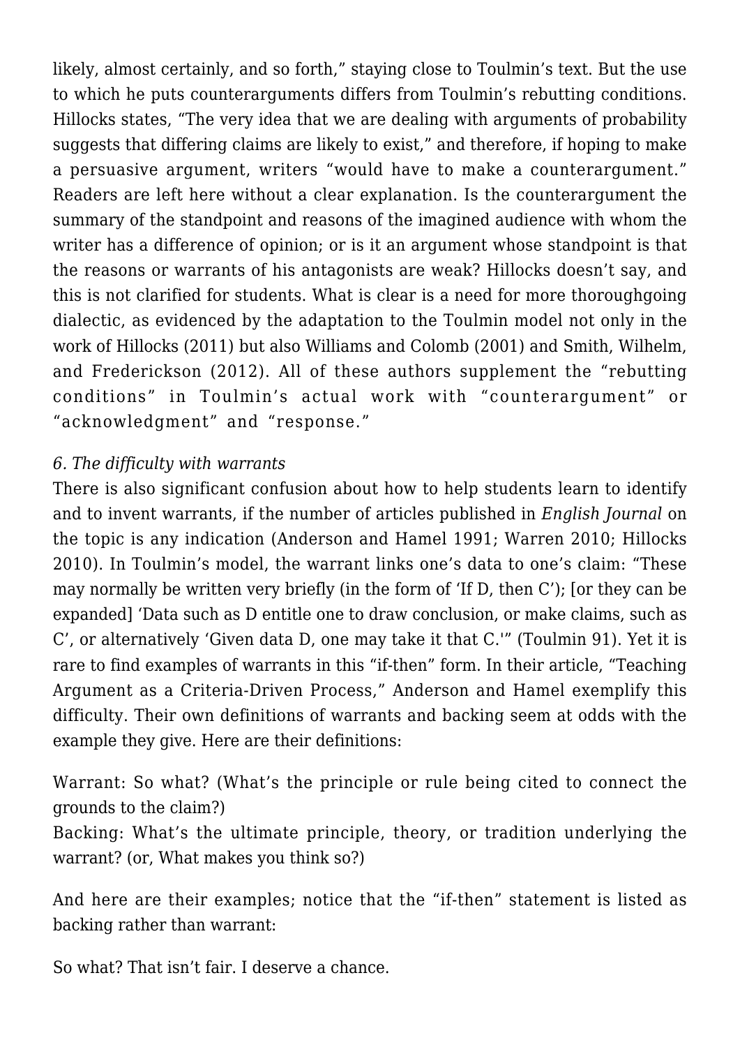likely, almost certainly, and so forth," staying close to Toulmin's text. But the use to which he puts counterarguments differs from Toulmin's rebutting conditions. Hillocks states, "The very idea that we are dealing with arguments of probability suggests that differing claims are likely to exist," and therefore, if hoping to make a persuasive argument, writers "would have to make a counterargument." Readers are left here without a clear explanation. Is the counterargument the summary of the standpoint and reasons of the imagined audience with whom the writer has a difference of opinion; or is it an argument whose standpoint is that the reasons or warrants of his antagonists are weak? Hillocks doesn't say, and this is not clarified for students. What is clear is a need for more thoroughgoing dialectic, as evidenced by the adaptation to the Toulmin model not only in the work of Hillocks (2011) but also Williams and Colomb (2001) and Smith, Wilhelm, and Frederickson (2012). All of these authors supplement the "rebutting conditions" in Toulmin's actual work with "counterargument" or "acknowledgment" and "response."

*6. The difficulty with warrants*

There is also significant confusion about how to help students learn to identify and to invent warrants, if the number of articles published in *English Journal* on the topic is any indication (Anderson and Hamel 1991; Warren 2010; Hillocks 2010). In Toulmin's model, the warrant links one's data to one's claim: "These may normally be written very briefly (in the form of 'If D, then C'); [or they can be expanded] 'Data such as D entitle one to draw conclusion, or make claims, such as C', or alternatively 'Given data D, one may take it that C.'" (Toulmin 91). Yet it is rare to find examples of warrants in this "if-then" form. In their article, "Teaching Argument as a Criteria-Driven Process," Anderson and Hamel exemplify this difficulty. Their own definitions of warrants and backing seem at odds with the example they give. Here are their definitions:

Warrant: So what? (What's the principle or rule being cited to connect the grounds to the claim?)
Backing: What's the ultimate principle, theory, or tradition underlying the warrant? (or, What makes you think so?)

And here are their examples; notice that the "if-then" statement is listed as backing rather than warrant:

So what? That isn't fair. I deserve a chance.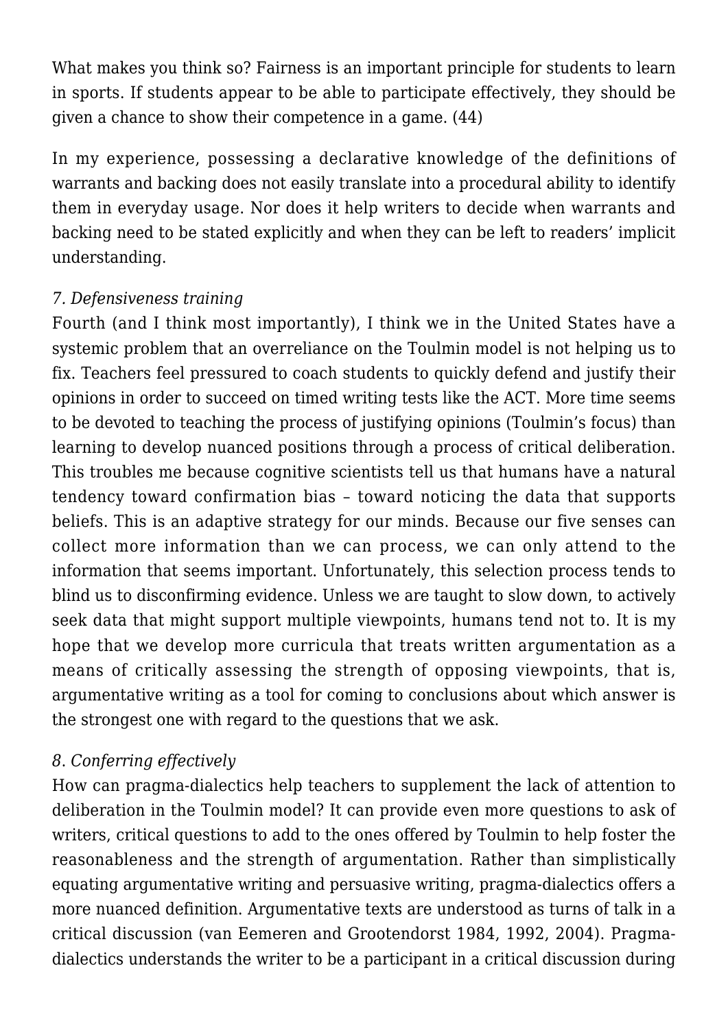What makes you think so? Fairness is an important principle for students to learn in sports. If students appear to be able to participate effectively, they should be given a chance to show their competence in a game. (44)

In my experience, possessing a declarative knowledge of the definitions of warrants and backing does not easily translate into a procedural ability to identify them in everyday usage. Nor does it help writers to decide when warrants and backing need to be stated explicitly and when they can be left to readers' implicit understanding.

*7. Defensiveness training*

Fourth (and I think most importantly), I think we in the United States have a systemic problem that an overreliance on the Toulmin model is not helping us to fix. Teachers feel pressured to coach students to quickly defend and justify their opinions in order to succeed on timed writing tests like the ACT. More time seems to be devoted to teaching the process of justifying opinions (Toulmin's focus) than learning to develop nuanced positions through a process of critical deliberation. This troubles me because cognitive scientists tell us that humans have a natural tendency toward confirmation bias – toward noticing the data that supports beliefs. This is an adaptive strategy for our minds. Because our five senses can collect more information than we can process, we can only attend to the information that seems important. Unfortunately, this selection process tends to blind us to disconfirming evidence. Unless we are taught to slow down, to actively seek data that might support multiple viewpoints, humans tend not to. It is my hope that we develop more curricula that treats written argumentation as a means of critically assessing the strength of opposing viewpoints, that is, argumentative writing as a tool for coming to conclusions about which answer is the strongest one with regard to the questions that we ask.

*8. Conferring effectively*

How can pragma-dialectics help teachers to supplement the lack of attention to deliberation in the Toulmin model? It can provide even more questions to ask of writers, critical questions to add to the ones offered by Toulmin to help foster the reasonableness and the strength of argumentation. Rather than simplistically equating argumentative writing and persuasive writing, pragma-dialectics offers a more nuanced definition. Argumentative texts are understood as turns of talk in a critical discussion (van Eemeren and Grootendorst 1984, 1992, 2004). Pragma-dialectics understands the writer to be a participant in a critical discussion during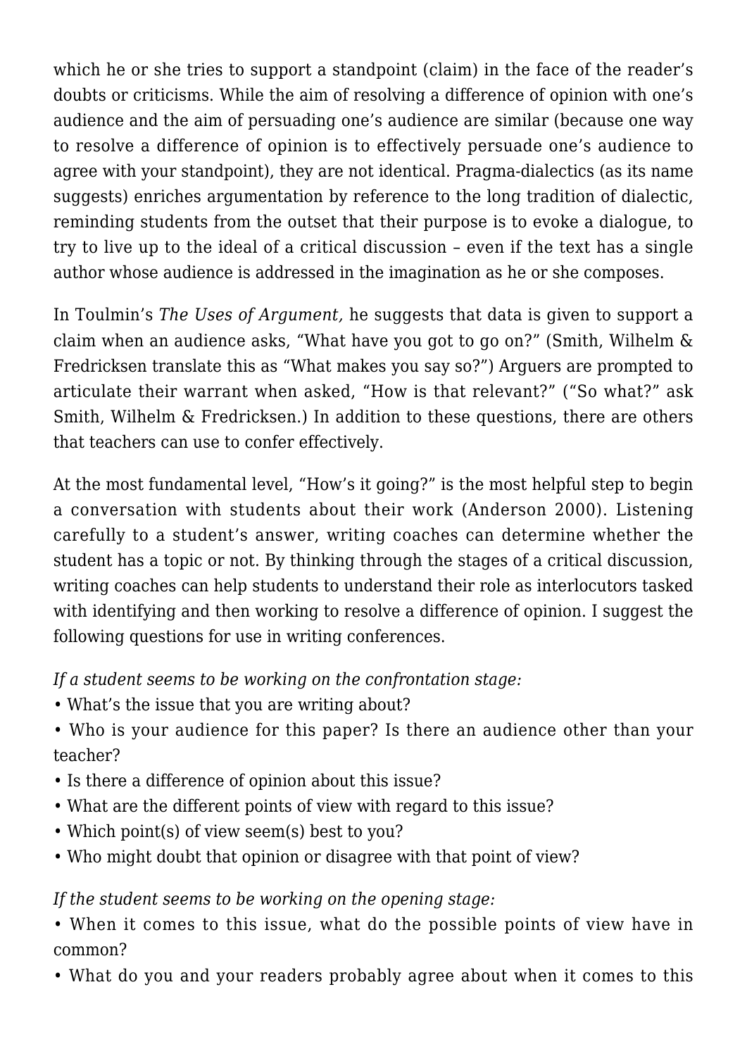which he or she tries to support a standpoint (claim) in the face of the reader's doubts or criticisms. While the aim of resolving a difference of opinion with one's audience and the aim of persuading one's audience are similar (because one way to resolve a difference of opinion is to effectively persuade one's audience to agree with your standpoint), they are not identical. Pragma-dialectics (as its name suggests) enriches argumentation by reference to the long tradition of dialectic, reminding students from the outset that their purpose is to evoke a dialogue, to try to live up to the ideal of a critical discussion – even if the text has a single author whose audience is addressed in the imagination as he or she composes.

In Toulmin's *The Uses of Argument,* he suggests that data is given to support a claim when an audience asks, "What have you got to go on?" (Smith, Wilhelm & Fredricksen translate this as "What makes you say so?") Arguers are prompted to articulate their warrant when asked, "How is that relevant?" ("So what?" ask Smith, Wilhelm & Fredricksen.) In addition to these questions, there are others that teachers can use to confer effectively.

At the most fundamental level, "How's it going?" is the most helpful step to begin a conversation with students about their work (Anderson 2000). Listening carefully to a student's answer, writing coaches can determine whether the student has a topic or not. By thinking through the stages of a critical discussion, writing coaches can help students to understand their role as interlocutors tasked with identifying and then working to resolve a difference of opinion. I suggest the following questions for use in writing conferences.

*If a student seems to be working on the confrontation stage:*

- What's the issue that you are writing about?
- Who is your audience for this paper? Is there an audience other than your teacher?
- Is there a difference of opinion about this issue?
- What are the different points of view with regard to this issue?
- Which point(s) of view seem(s) best to you?
- Who might doubt that opinion or disagree with that point of view?

*If the student seems to be working on the opening stage:*

- When it comes to this issue, what do the possible points of view have in common?
- What do you and your readers probably agree about when it comes to this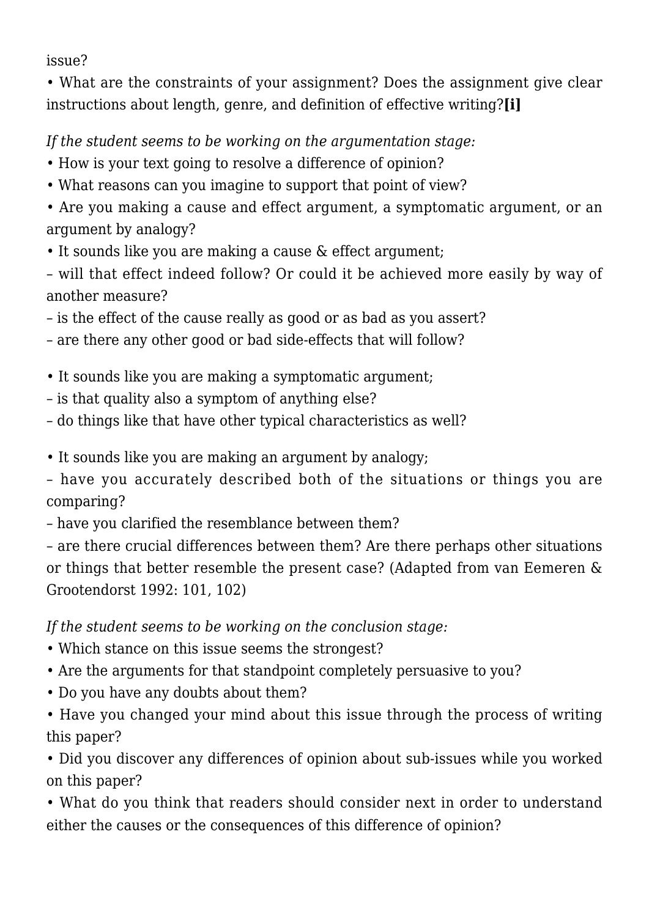issue?

• What are the constraints of your assignment? Does the assignment give clear instructions about length, genre, and definition of effective writing?**[i]**

*If the student seems to be working on the argumentation stage:*

• How is your text going to resolve a difference of opinion?

• What reasons can you imagine to support that point of view?

• Are you making a cause and effect argument, a symptomatic argument, or an argument by analogy?

• It sounds like you are making a cause & effect argument;

– will that effect indeed follow? Or could it be achieved more easily by way of another measure?

– is the effect of the cause really as good or as bad as you assert?

– are there any other good or bad side-effects that will follow?

• It sounds like you are making a symptomatic argument;

– is that quality also a symptom of anything else?

– do things like that have other typical characteristics as well?

• It sounds like you are making an argument by analogy;

– have you accurately described both of the situations or things you are comparing?

– have you clarified the resemblance between them?

– are there crucial differences between them? Are there perhaps other situations or things that better resemble the present case? (Adapted from van Eemeren & Grootendorst 1992: 101, 102)

*If the student seems to be working on the conclusion stage:*

• Which stance on this issue seems the strongest?

• Are the arguments for that standpoint completely persuasive to you?

• Do you have any doubts about them?

• Have you changed your mind about this issue through the process of writing this paper?

• Did you discover any differences of opinion about sub-issues while you worked on this paper?

• What do you think that readers should consider next in order to understand either the causes or the consequences of this difference of opinion?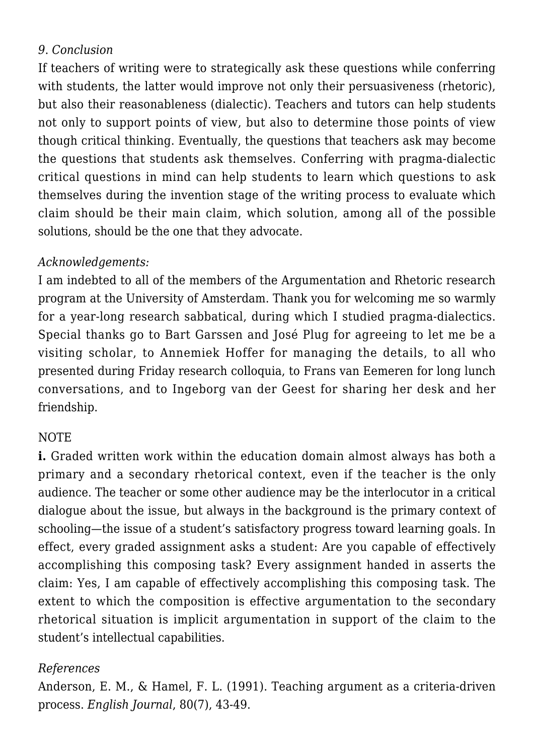*9. Conclusion*

If teachers of writing were to strategically ask these questions while conferring with students, the latter would improve not only their persuasiveness (rhetoric), but also their reasonableness (dialectic). Teachers and tutors can help students not only to support points of view, but also to determine those points of view though critical thinking. Eventually, the questions that teachers ask may become the questions that students ask themselves. Conferring with pragma-dialectic critical questions in mind can help students to learn which questions to ask themselves during the invention stage of the writing process to evaluate which claim should be their main claim, which solution, among all of the possible solutions, should be the one that they advocate.

*Acknowledgements:*

I am indebted to all of the members of the Argumentation and Rhetoric research program at the University of Amsterdam. Thank you for welcoming me so warmly for a year-long research sabbatical, during which I studied pragma-dialectics. Special thanks go to Bart Garssen and José Plug for agreeing to let me be a visiting scholar, to Annemiek Hoffer for managing the details, to all who presented during Friday research colloquia, to Frans van Eemeren for long lunch conversations, and to Ingeborg van der Geest for sharing her desk and her friendship.

NOTE

**i.** Graded written work within the education domain almost always has both a primary and a secondary rhetorical context, even if the teacher is the only audience. The teacher or some other audience may be the interlocutor in a critical dialogue about the issue, but always in the background is the primary context of schooling—the issue of a student's satisfactory progress toward learning goals. In effect, every graded assignment asks a student: Are you capable of effectively accomplishing this composing task? Every assignment handed in asserts the claim: Yes, I am capable of effectively accomplishing this composing task. The extent to which the composition is effective argumentation to the secondary rhetorical situation is implicit argumentation in support of the claim to the student's intellectual capabilities.

*References*

Anderson, E. M., & Hamel, F. L. (1991). Teaching argument as a criteria-driven process. *English Journal*, 80(7), 43-49.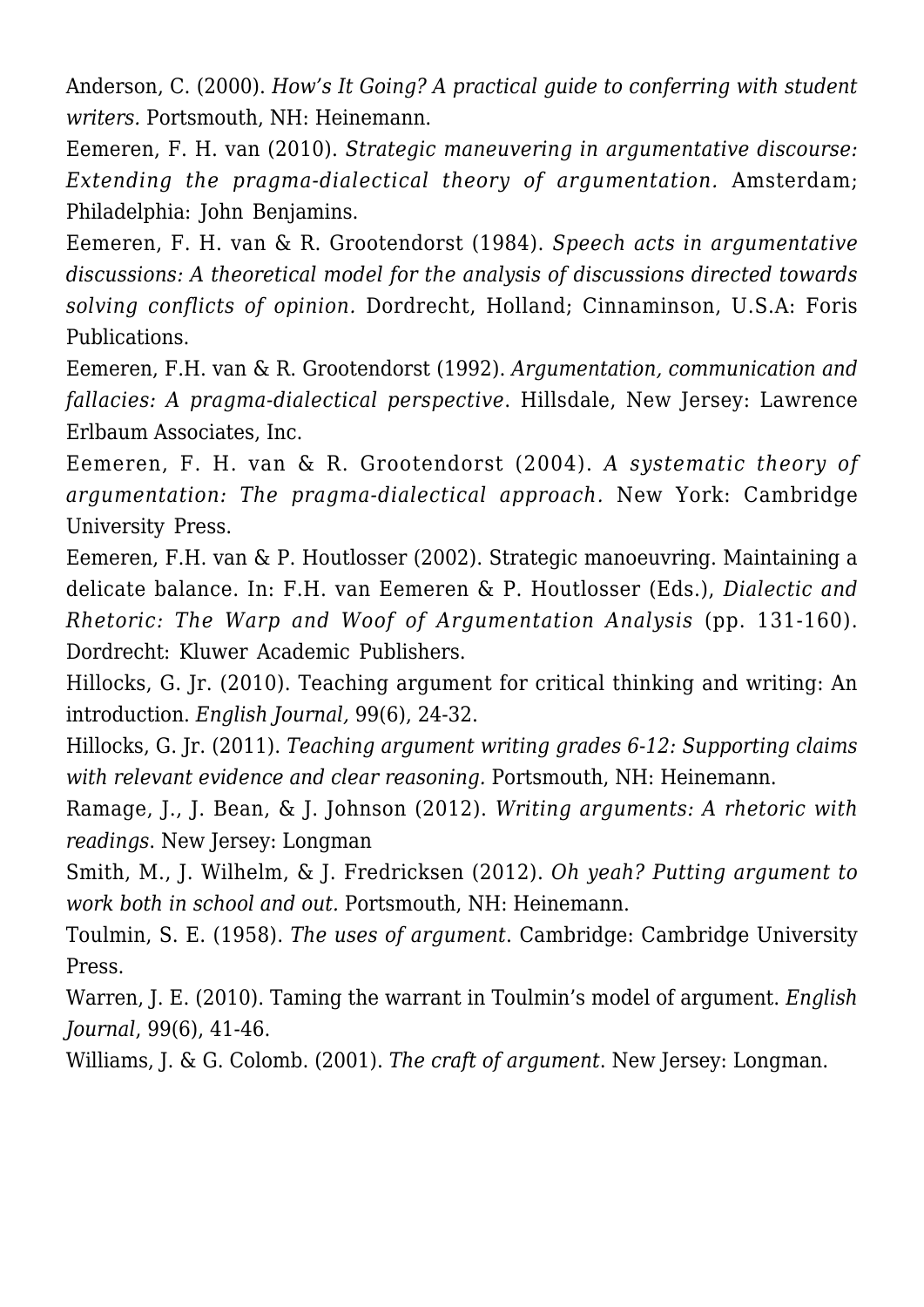Anderson, C. (2000). *How's It Going? A practical guide to conferring with student writers.* Portsmouth, NH: Heinemann.

Eemeren, F. H. van (2010). *Strategic maneuvering in argumentative discourse: Extending the pragma-dialectical theory of argumentation.* Amsterdam; Philadelphia: John Benjamins.

Eemeren, F. H. van & R. Grootendorst (1984). *Speech acts in argumentative discussions: A theoretical model for the analysis of discussions directed towards solving conflicts of opinion.* Dordrecht, Holland; Cinnaminson, U.S.A: Foris Publications.

Eemeren, F.H. van & R. Grootendorst (1992). *Argumentation, communication and fallacies: A pragma-dialectical perspective*. Hillsdale, New Jersey: Lawrence Erlbaum Associates, Inc.

Eemeren, F. H. van & R. Grootendorst (2004). *A systematic theory of argumentation: The pragma-dialectical approach.* New York: Cambridge University Press.

Eemeren, F.H. van & P. Houtlosser (2002). Strategic manoeuvring. Maintaining a delicate balance. In: F.H. van Eemeren & P. Houtlosser (Eds.), *Dialectic and Rhetoric: The Warp and Woof of Argumentation Analysis* (pp. 131-160). Dordrecht: Kluwer Academic Publishers.

Hillocks, G. Jr. (2010). Teaching argument for critical thinking and writing: An introduction. *English Journal,* 99(6), 24-32.

Hillocks, G. Jr. (2011). *Teaching argument writing grades 6-12: Supporting claims with relevant evidence and clear reasoning.* Portsmouth, NH: Heinemann.

Ramage, J., J. Bean, & J. Johnson (2012). *Writing arguments: A rhetoric with readings*. New Jersey: Longman

Smith, M., J. Wilhelm, & J. Fredricksen (2012). *Oh yeah? Putting argument to work both in school and out.* Portsmouth, NH: Heinemann.

Toulmin, S. E. (1958). *The uses of argument*. Cambridge: Cambridge University Press.

Warren, J. E. (2010). Taming the warrant in Toulmin's model of argument. *English Journal*, 99(6), 41-46.

Williams, J. & G. Colomb. (2001). *The craft of argument*. New Jersey: Longman.